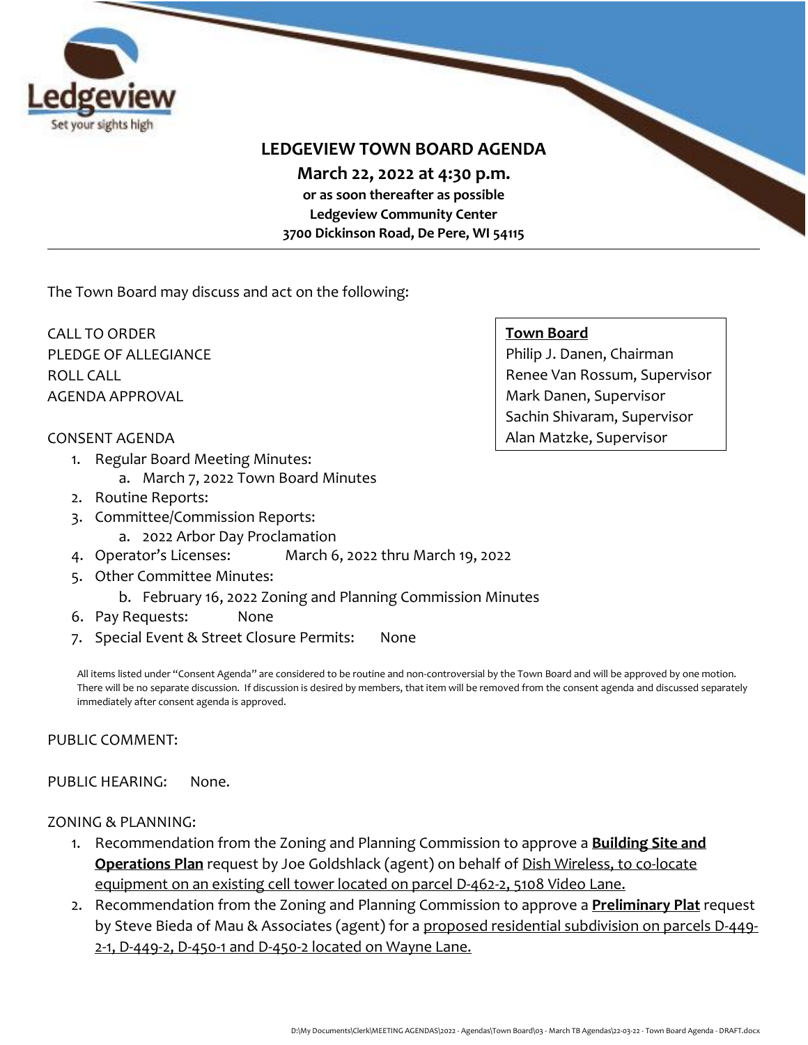Ledgeview
Set your sights high

# LEDGEVIEW TOWN BOARD AGENDA

**March 22, 2022 at 4:30 p.m.**
**or as soon thereafter as possible**
**Ledgeview Community Center**
**3700 Dickinson Road, De Pere, WI 54115**

---

The Town Board may discuss and act on the following:

**Town Board**
Philip J. Danen, Chairman
Renee Van Rossum, Supervisor
Mark Danen, Supervisor
Sachin Shivaram, Supervisor
Alan Matzke, Supervisor

CALL TO ORDER
PLEDGE OF ALLEGIANCE
ROLL CALL
AGENDA APPROVAL

CONSENT AGENDA

1. Regular Board Meeting Minutes:
   a. March 7, 2022 Town Board Minutes
2. Routine Reports:
3. Committee/Commission Reports:
   a. 2022 Arbor Day Proclamation
4. Operator's Licenses: March 6, 2022 thru March 19, 2022
5. Other Committee Minutes:
   b. February 16, 2022 Zoning and Planning Commission Minutes
6. Pay Requests: None
7. Special Event & Street Closure Permits: None

All items listed under "Consent Agenda" are considered to be routine and non-controversial by the Town Board and will be approved by one motion. There will be no separate discussion. If discussion is desired by members, that item will be removed from the consent agenda and discussed separately immediately after consent agenda is approved.

PUBLIC COMMENT:

PUBLIC HEARING: None.

ZONING & PLANNING:

1. Recommendation from the Zoning and Planning Commission to approve a **Building Site and Operations Plan** request by Joe Goldshlack (agent) on behalf of Dish Wireless, to co-locate equipment on an existing cell tower located on parcel D-462-2, 5108 Video Lane.
2. Recommendation from the Zoning and Planning Commission to approve a **Preliminary Plat** request by Steve Bieda of Mau & Associates (agent) for a proposed residential subdivision on parcels D-449-2-1, D-449-2, D-450-1 and D-450-2 located on Wayne Lane.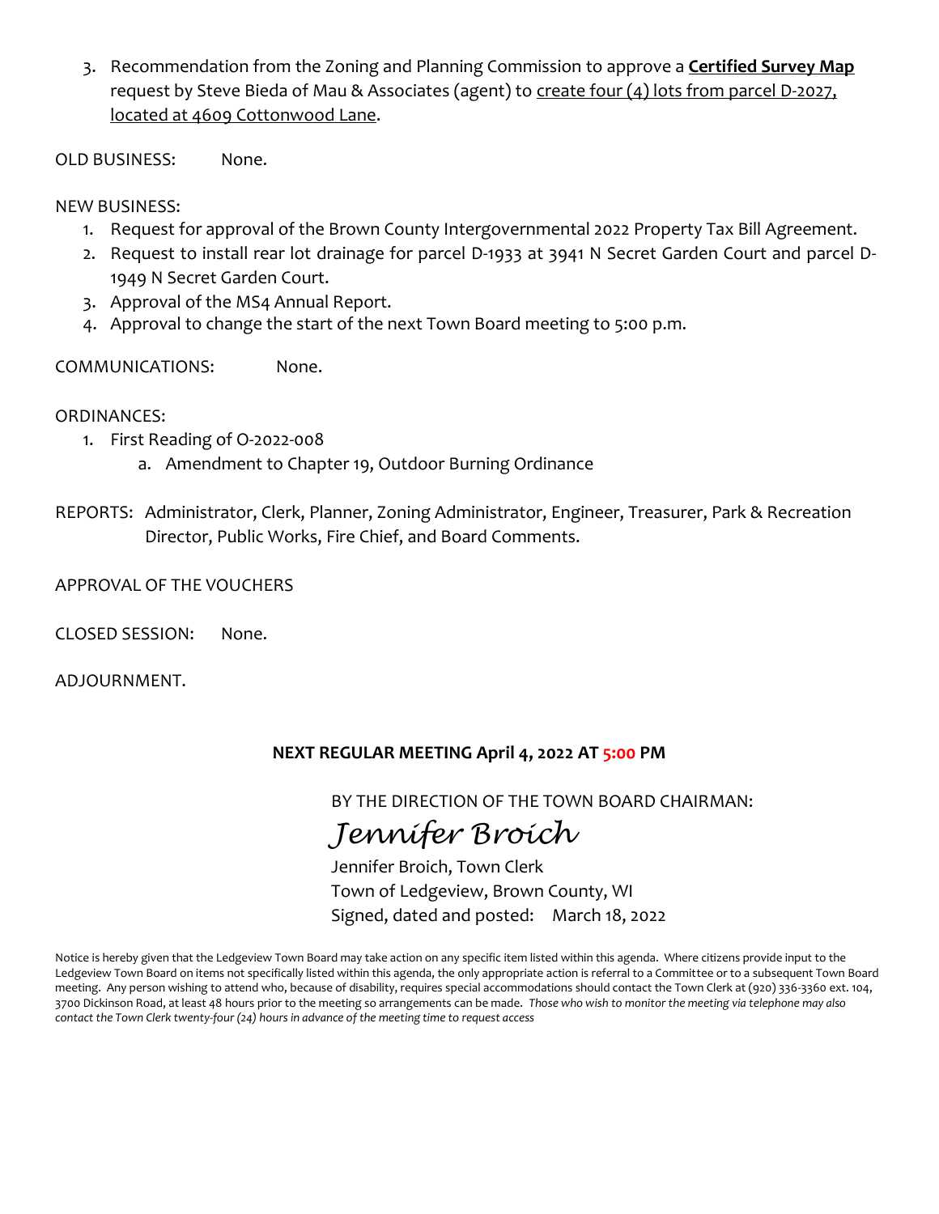3. Recommendation from the Zoning and Planning Commission to approve a **Certified Survey Map** request by Steve Bieda of Mau & Associates (agent) to create four (4) lots from parcel D-2027, located at 4609 Cottonwood Lane.

OLD BUSINESS: None.

NEW BUSINESS:

1. Request for approval of the Brown County Intergovernmental 2022 Property Tax Bill Agreement.
2. Request to install rear lot drainage for parcel D-1933 at 3941 N Secret Garden Court and parcel D-1949 N Secret Garden Court.
3. Approval of the MS4 Annual Report.
4. Approval to change the start of the next Town Board meeting to 5:00 p.m.

COMMUNICATIONS: None.

ORDINANCES:

1. First Reading of O-2022-008
   a. Amendment to Chapter 19, Outdoor Burning Ordinance

REPORTS: Administrator, Clerk, Planner, Zoning Administrator, Engineer, Treasurer, Park & Recreation Director, Public Works, Fire Chief, and Board Comments.

APPROVAL OF THE VOUCHERS

CLOSED SESSION: None.

ADJOURNMENT.

**NEXT REGULAR MEETING April 4, 2022 AT 5:00 PM**

BY THE DIRECTION OF THE TOWN BOARD CHAIRMAN:

*Jennifer Broich*

Jennifer Broich, Town Clerk
Town of Ledgeview, Brown County, WI
Signed, dated and posted: March 18, 2022

Notice is hereby given that the Ledgeview Town Board may take action on any specific item listed within this agenda. Where citizens provide input to the Ledgeview Town Board on items not specifically listed within this agenda, the only appropriate action is referral to a Committee or to a subsequent Town Board meeting. Any person wishing to attend who, because of disability, requires special accommodations should contact the Town Clerk at (920) 336-3360 ext. 104, 3700 Dickinson Road, at least 48 hours prior to the meeting so arrangements can be made. *Those who wish to monitor the meeting via telephone may also contact the Town Clerk twenty-four (24) hours in advance of the meeting time to request access*